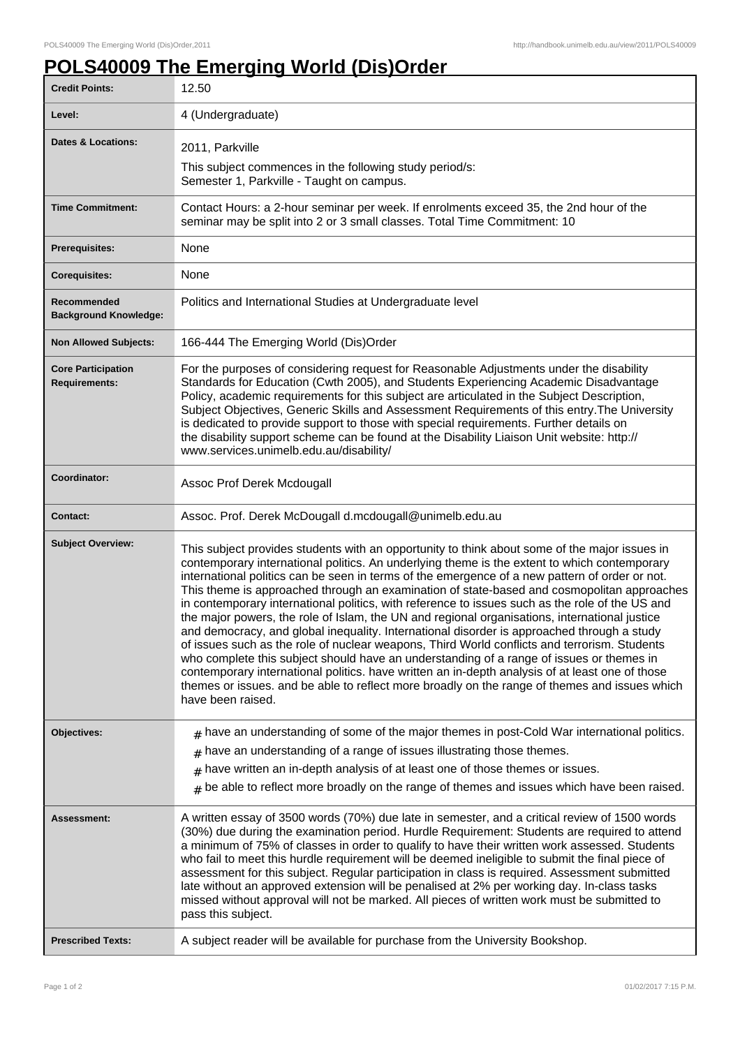# POLS40009 The Emerging World (Dis)Order

| Credit Points: | 12.50 |
|---|---|
| Level: | 4 (Undergraduate) |
| Dates & Locations: | 2011, Parkville<br>This subject commences in the following study period/s:<br>Semester 1, Parkville - Taught on campus. |
| Time Commitment: | Contact Hours: a 2-hour seminar per week. If enrolments exceed 35, the 2nd hour of the seminar may be split into 2 or 3 small classes. Total Time Commitment: 10 |
| Prerequisites: | None |
| Corequisites: | None |
| Recommended Background Knowledge: | Politics and International Studies at Undergraduate level |
| Non Allowed Subjects: | 166-444 The Emerging World (Dis)Order |
| Core Participation Requirements: | For the purposes of considering request for Reasonable Adjustments under the disability Standards for Education (Cwth 2005), and Students Experiencing Academic Disadvantage Policy, academic requirements for this subject are articulated in the Subject Description, Subject Objectives, Generic Skills and Assessment Requirements of this entry.The University is dedicated to provide support to those with special requirements. Further details on the disability support scheme can be found at the Disability Liaison Unit website: http://www.services.unimelb.edu.au/disability/ |
| Coordinator: | Assoc Prof Derek Mcdougall |
| Contact: | Assoc. Prof. Derek McDougall d.mcdougall@unimelb.edu.au |
| Subject Overview: | This subject provides students with an opportunity to think about some of the major issues in contemporary international politics. An underlying theme is the extent to which contemporary international politics can be seen in terms of the emergence of a new pattern of order or not. This theme is approached through an examination of state-based and cosmopolitan approaches in contemporary international politics, with reference to issues such as the role of the US and the major powers, the role of Islam, the UN and regional organisations, international justice and democracy, and global inequality. International disorder is approached through a study of issues such as the role of nuclear weapons, Third World conflicts and terrorism. Students who complete this subject should have an understanding of a range of issues or themes in contemporary international politics. have written an in-depth analysis of at least one of those themes or issues. and be able to reflect more broadly on the range of themes and issues which have been raised. |
| Objectives: | # have an understanding of some of the major themes in post-Cold War international politics.<br># have an understanding of a range of issues illustrating those themes.<br># have written an in-depth analysis of at least one of those themes or issues.<br># be able to reflect more broadly on the range of themes and issues which have been raised. |
| Assessment: | A written essay of 3500 words (70%) due late in semester, and a critical review of 1500 words (30%) due during the examination period. Hurdle Requirement: Students are required to attend a minimum of 75% of classes in order to qualify to have their written work assessed. Students who fail to meet this hurdle requirement will be deemed ineligible to submit the final piece of assessment for this subject. Regular participation in class is required. Assessment submitted late without an approved extension will be penalised at 2% per working day. In-class tasks missed without approval will not be marked. All pieces of written work must be submitted to pass this subject. |
| Prescribed Texts: | A subject reader will be available for purchase from the University Bookshop. |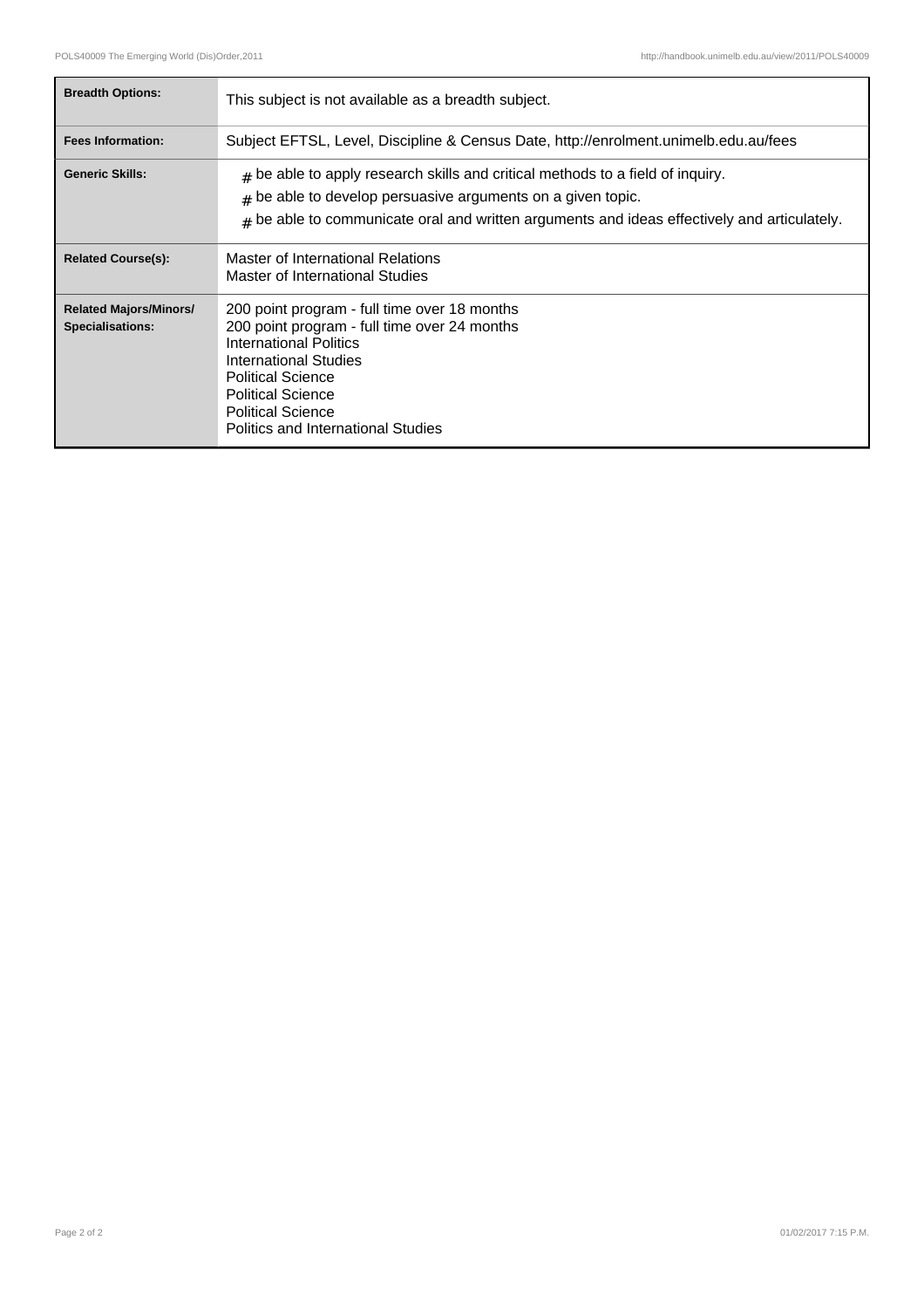| | |
|---|---|
| **Breadth Options:** | This subject is not available as a breadth subject. |
| **Fees Information:** | Subject EFTSL, Level, Discipline & Census Date, http://enrolment.unimelb.edu.au/fees |
| **Generic Skills:** | # be able to apply research skills and critical methods to a field of inquiry.<br># be able to develop persuasive arguments on a given topic.<br># be able to communicate oral and written arguments and ideas effectively and articulately. |
| **Related Course(s):** | Master of International Relations<br>Master of International Studies |
| **Related Majors/Minors/ Specialisations:** | 200 point program - full time over 18 months<br>200 point program - full time over 24 months<br>International Politics<br>International Studies<br>Political Science<br>Political Science<br>Political Science<br>Politics and International Studies |